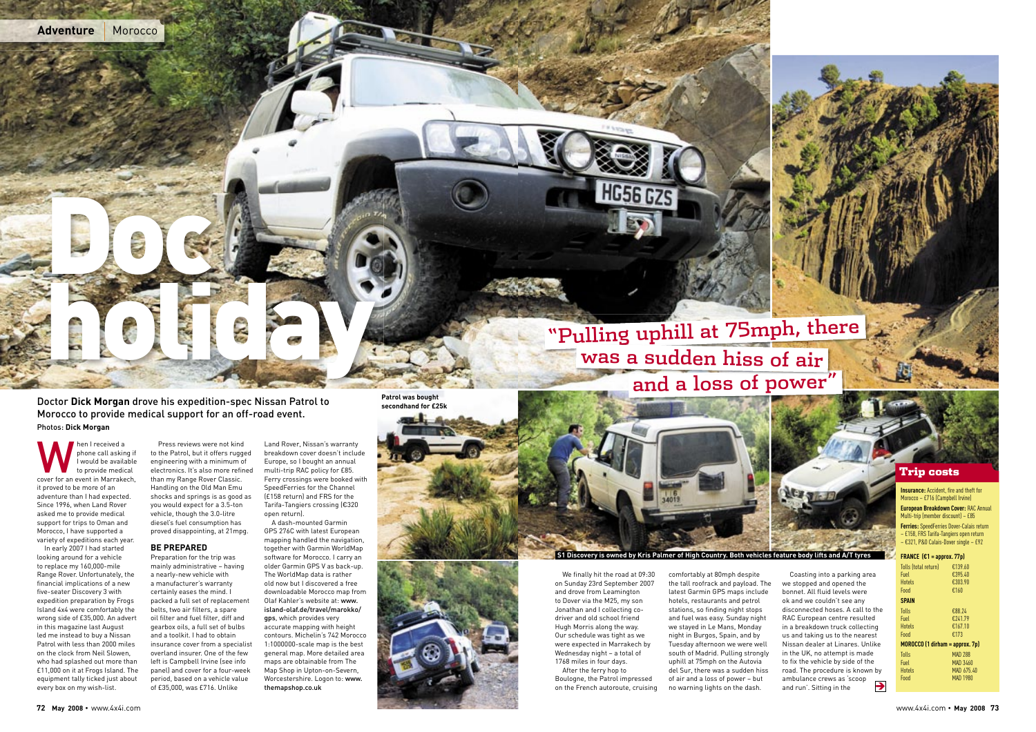# Doc holiday

Doctor **Dick Morgan** drove his expedition-spec Nissan Patrol to Morocco to provide medical support for an off-road event.

Photos: **Dick Morgan**

When I received a phone call asking if I would be available to provide medical cover for an event in Marrakech, it proved to be more of an adventure than I had expected. Since 1996, when Land Rover asked me to provide medical support for trips to Oman and Morocco, I have supported a variety of expeditions each year.

In early 2007 I had started looking around for a vehicle to replace my 160,000-mile Range Rover. Unfortunately, the financial implications of a new five-seater Discovery 3 with expedition preparation by Frogs Island 4x4 were comfortably the wrong side of £35,000. An advert in this magazine last August led me instead to buy a Nissan Patrol with less than 2000 miles on the clock from Neil Slowen, who had splashed out more than £11,000 on it at Frogs Island. The equipment tally ticked just about every box on my wish-list.

Press reviews were not kind to the Patrol, but it offers rugged engineering with a minimum of electronics. It's also more refined than my Range Rover Classic. Handling on the Old Man Emu shocks and springs is as good as you would expect for a 3.5-ton vehicle, though the 3.0-litre diesel's fuel consumption has proved disappointing, at 21mpg.

## BE PREPARED

Preparation for the trip was mainly administrative – having a nearly-new vehicle with a manufacturer's warranty certainly eases the mind. I packed a full set of replacement belts, two air filters, a spare oil filter and fuel filter, diff and gearbox oils, a full set of bulbs and a toolkit. I had to obtain insurance cover from a specialist overland insurer. One of the few left is Campbell Irvine (see info panel) and cover for a four-week period, based on a vehicle value of £35,000, was £716. Unlike Land Rover, Nissan's warranty breakdown cover doesn't include Europe, so I bought an annual multi-trip RAC policy for £85. Ferry crossings were booked with SpeedFerries for the Channel (£158 return) and FRS for the Tarifa-Tangiers crossing (€320 open return).

A dash-mounted Garmin GPS 276C with latest European mapping handled the navigation, together with Garmin WorldMap software for Morocco. I carry an older Garmin GPS V as back-up. The WorldMap data is rather old now but I discovered a free downloadable Morocco map from Olaf Kahler's website at: www.island-olaf.de/travel/marokko/gps, which provides very accurate mapping with height contours. Michelin's 742 Morocco 1:1000000-scale map is the best general map. More detailed area maps are obtainable from The Map Shop in Upton-on-Severn, Worcestershire. Logon to: www.themapshop.co.uk

Patrol was bought secondhand for £25k

> "Pulling uphill at 75mph, there was a sudden hiss of air and a loss of power"

S1 Discovery is owned by Kris Palmer of High Country. Both vehicles feature body lifts and A/T tyres

We finally hit the road at 09:30 on Sunday 23rd September 2007 and drove from Leamington to Dover via the M25, my son Jonathan and I collecting co-driver and old school friend Hugh Morris along the way. Our schedule was tight as we were expected in Marrakech by Wednesday night – a total of 1768 miles in four days.

After the ferry hop to Boulogne, the Patrol impressed on the French autoroute, cruising comfortably at 80mph despite the tall roofrack and payload. The latest Garmin GPS maps include hotels, restaurants and petrol stations, so finding night stops and fuel was easy. Sunday night we stayed in Le Mans, Monday night in Burgos, Spain, and by Tuesday afternoon we were well south of Madrid. Pulling strongly uphill at 75mph on the Autovia del Sur, there was a sudden hiss of air and a loss of power – but no warning lights on the dash.

Coasting into a parking area we stopped and opened the bonnet. All fluid levels were ok and we couldn't see any disconnected hoses. A call to the RAC European centre resulted in a breakdown truck collecting us and taking us to the nearest Nissan dealer at Linares. Unlike in the UK, no attempt is made to fix the vehicle by side of the road. The procedure is known by ambulance crews as 'scoop and run'. Sitting in the

## Trip costs

**Insurance:** Accident, fire and theft for Morocco – £716 (Campbell Irvine)

**European Breakdown Cover:** RAC Annual Multi-trip (member discount) – £85

**Ferries:** SpeedFerries Dover-Calais return – £158, FRS Tarifa-Tangiers open return – €321, P&O Calais-Dover single – £92

| FRANCE (€1 = approx. 77p) | |
|---|---|
| Tolls (total return) | €139.60 |
| Fuel | €395.40 |
| Hotels | €303.90 |
| Food | €160 |
| **SPAIN** | |
| Tolls | €88.24 |
| Fuel | €241.79 |
| Hotels | €167.10 |
| Food | €173 |
| **MOROCCO (1 dirham = approx. 7p)** | |
| Tolls | MAD 288 |
| Fuel | MAD 3460 |
| Hotels | MAD 675.40 |
| Food | MAD 1980 |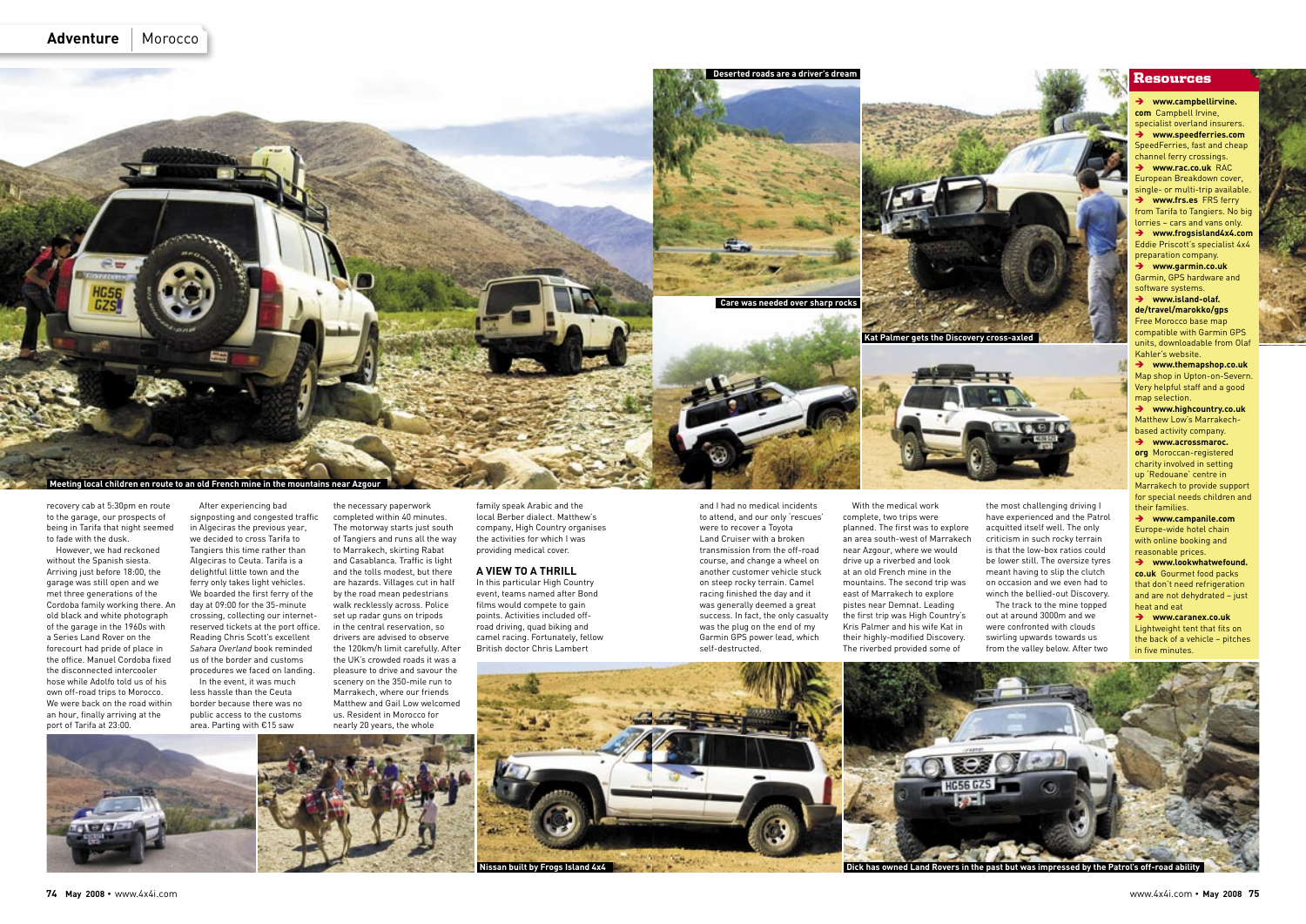Meeting local children en route to an old French mine in the mountains near Azgour

Deserted roads are a driver's dream

Care was needed over sharp rocks

Kat Palmer gets the Discovery cross-axled

recovery cab at 5:30pm en route to the garage, our prospects of being in Tarifa that night seemed to fade with the dusk.

However, we had reckoned without the Spanish siesta. Arriving just before 18:00, the garage was still open and we met three generations of the Cordoba family working there. An old black and white photograph of the garage in the 1960s with a Series Land Rover on the forecourt had pride of place in the office. Manuel Cordoba fixed the disconnected intercooler hose while Adolfo told us of his own off-road trips to Morocco. We were back on the road within an hour, finally arriving at the port of Tarifa at 23:00.

After experiencing bad signposting and congested traffic in Algeciras the previous year, we decided to cross Tarifa to Tangiers this time rather than Algeciras to Ceuta. Tarifa is a delightful little town and the ferry only takes light vehicles. We boarded the first ferry of the day at 09:00 for the 35-minute crossing, collecting our internet-reserved tickets at the port office. Reading Chris Scott's excellent *Sahara Overland* book reminded us of the border and customs procedures we faced on landing.

In the event, it was much less hassle than the Ceuta border because there was no public access to the customs area. Parting with €15 saw the necessary paperwork completed within 40 minutes. The motorway starts just south of Tangiers and runs all the way to Marrakech, skirting Rabat and Casablanca. Traffic is light and the tolls modest, but there are hazards. Villages cut in half by the road mean pedestrians walk recklessly across. Police set up radar guns on tripods in the central reservation, so drivers are advised to observe the 120km/h limit carefully. After the UK's crowded roads it was a pleasure to drive and savour the scenery on the 350-mile run to Marrakech, where our friends Matthew and Gail Low welcomed us. Resident in Morocco for nearly 20 years, the whole family speak Arabic and the local Berber dialect. Matthew's company, High Country organises the activities for which I was providing medical cover.

## A VIEW TO A THRILL

In this particular High Country event, teams named after Bond films would compete to gain points. Activities included off-road driving, quad biking and camel racing. Fortunately, fellow British doctor Chris Lambert and I had no medical incidents to attend, and our only 'rescues' were to recover a Toyota Land Cruiser with a broken transmission from the off-road course, and change a wheel on another customer vehicle stuck on steep rocky terrain. Camel racing finished the day and it was generally deemed a great success. In fact, the only casualty was the plug on the end of my Garmin GPS power lead, which self-destructed.

With the medical work complete, two trips were planned. The first was to explore an area south-west of Marrakech near Azgour, where we would drive up a riverbed and look at an old French mine in the mountains. The second trip was east of Marrakech to explore pistes near Demnat. Leading the first trip was High Country's Kris Palmer and his wife Kat in their highly-modified Discovery. The riverbed provided some of the most challenging driving I have experienced and the Patrol acquitted itself well. The only criticism in such rocky terrain is that the low-box ratios could be lower still. The oversize tyres meant having to slip the clutch on occasion and we even had to winch the bellied-out Discovery.

The track to the mine topped out at around 3000m and we were confronted with clouds swirling upwards towards us from the valley below. After two

Nissan built by Frogs Island 4x4

Dick has owned Land Rovers in the past but was impressed by the Patrol's off-road ability

## Resources

→ **www.campbellirvine.com** Campbell Irvine, specialist overland insurers.
→ **www.speedferries.com** SpeedFerries, fast and cheap channel ferry crossings.
→ **www.rac.co.uk** RAC European Breakdown cover, single- or multi-trip available.
→ **www.frs.es** FRS ferry from Tarifa to Tangiers. No big lorries – cars and vans only.
→ **www.frogsisland4x4.com** Eddie Priscott's specialist 4x4 preparation company.
→ **www.garmin.co.uk** Garmin, GPS hardware and software systems.
→ **www.island-olaf.de/travel/marokko/gps** Free Morocco base map compatible with Garmin GPS units, downloadable from Olaf Kahler's website.
→ **www.themapshop.co.uk** Map shop in Upton-on-Severn. Very helpful staff and a good map selection.
→ **www.highcountry.co.uk** Matthew Low's Marrakech-based activity company.
→ **www.acrossmaroc.org** Moroccan-registered charity involved in setting up 'Redouane' centre in Marrakech to provide support for special needs children and their families.
→ **www.campanile.com** Europe-wide hotel chain with online booking and reasonable prices.
→ **www.lookwhatwefound.co.uk** Gourmet food packs that don't need refrigeration and are not dehydrated – just heat and eat
→ **www.caranex.co.uk** Lightweight tent that fits on the back of a vehicle – pitches in five minutes.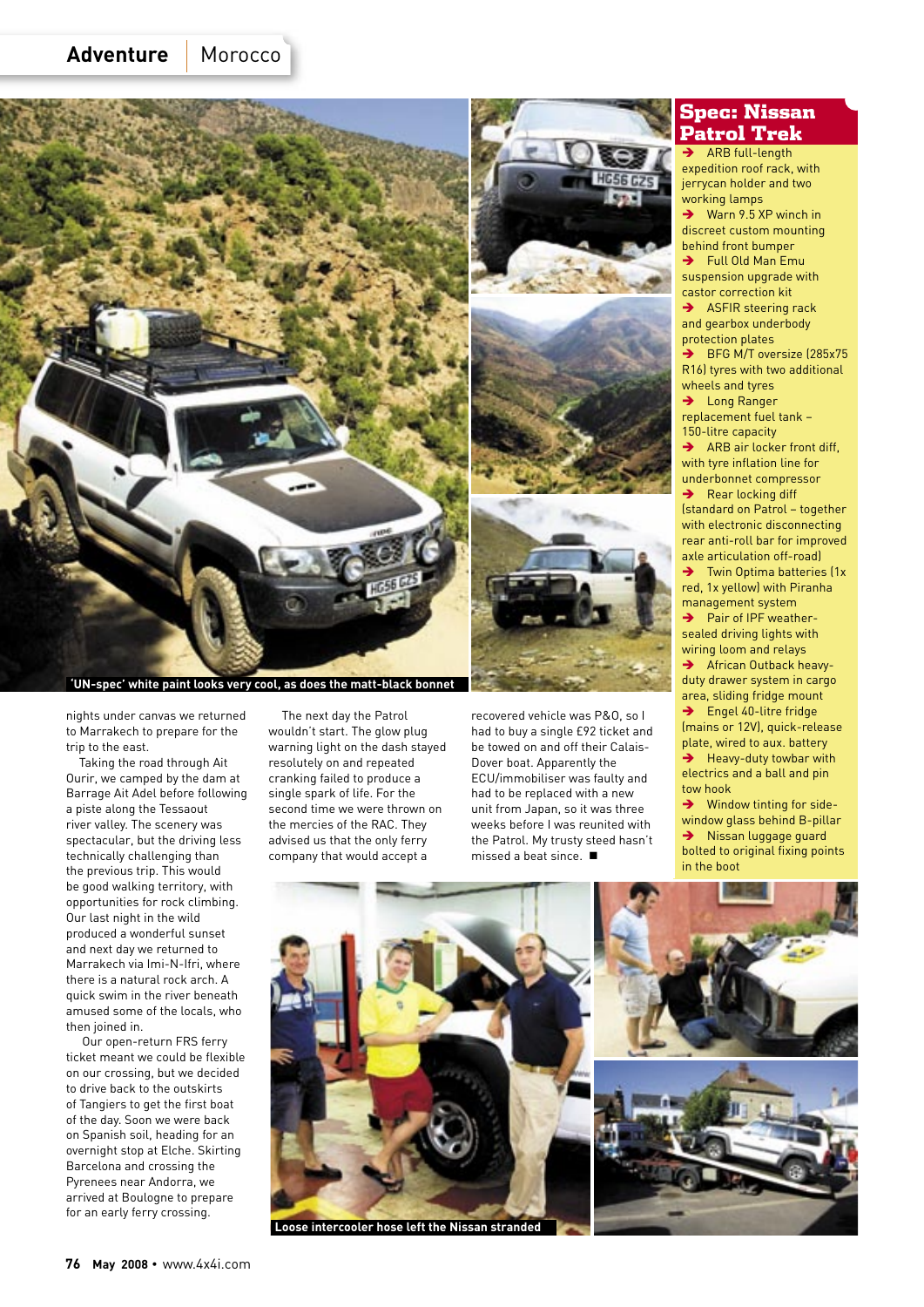'UN-spec' white paint looks very cool, as does the matt-black bonnet

nights under canvas we returned to Marrakech to prepare for the trip to the east.

Taking the road through Ait Ourir, we camped by the dam at Barrage Ait Adel before following a piste along the Tessaout river valley. The scenery was spectacular, but the driving less technically challenging than the previous trip. This would be good walking territory, with opportunities for rock climbing. Our last night in the wild produced a wonderful sunset and next day we returned to Marrakech via Imi-N-Ifri, where there is a natural rock arch. A quick swim in the river beneath amused some of the locals, who then joined in.

Our open-return FRS ferry ticket meant we could be flexible on our crossing, but we decided to drive back to the outskirts of Tangiers to get the first boat of the day. Soon we were back on Spanish soil, heading for an overnight stop at Elche. Skirting Barcelona and crossing the Pyrenees near Andorra, we arrived at Boulogne to prepare for an early ferry crossing.

The next day the Patrol wouldn't start. The glow plug warning light on the dash stayed resolutely on and repeated cranking failed to produce a single spark of life. For the second time we were thrown on the mercies of the RAC. They advised us that the only ferry company that would accept a recovered vehicle was P&O, so I had to buy a single £92 ticket and be towed on and off their Calais-Dover boat. Apparently the ECU/immobiliser was faulty and had to be replaced with a new unit from Japan, so it was three weeks before I was reunited with the Patrol. My trusty steed hasn't missed a beat since. ■

## Spec: Nissan Patrol Trek

- ARB full-length expedition roof rack, with jerrycan holder and two working lamps
- Warn 9.5 XP winch in discreet custom mounting behind front bumper
- Full Old Man Emu suspension upgrade with castor correction kit
- ASFIR steering rack and gearbox underbody protection plates
- BFG M/T oversize (285x75 R16) tyres with two additional wheels and tyres
- Long Ranger replacement fuel tank – 150-litre capacity
- ARB air locker front diff, with tyre inflation line for underbonnet compressor
- Rear locking diff (standard on Patrol – together with electronic disconnecting rear anti-roll bar for improved axle articulation off-road)
- Twin Optima batteries (1x red, 1x yellow) with Piranha management system
- Pair of IPF weather-sealed driving lights with wiring loom and relays
- African Outback heavy-duty drawer system in cargo area, sliding fridge mount
- Engel 40-litre fridge (mains or 12V), quick-release plate, wired to aux. battery
- Heavy-duty towbar with electrics and a ball and pin tow hook
- Window tinting for side-window glass behind B-pillar
- Nissan luggage guard bolted to original fixing points in the boot

Loose intercooler hose left the Nissan stranded